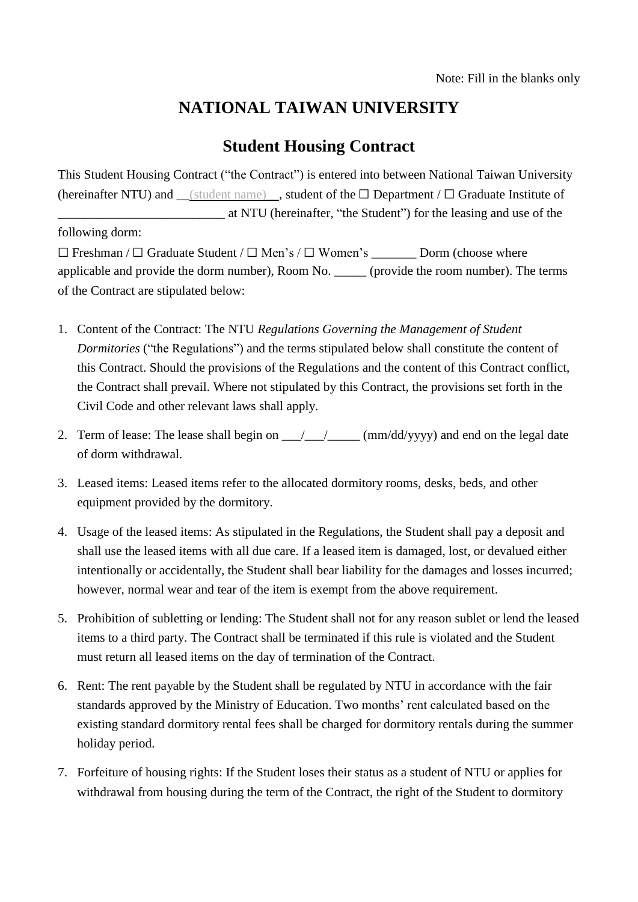Note: Fill in the blanks only

# NATIONAL TAIWAN UNIVERSITY

## Student Housing Contract

This Student Housing Contract ("the Contract") is entered into between National Taiwan University (hereinafter NTU) and __(student name)__, student of the ☐ Department / ☐ Graduate Institute of __________________________ at NTU (hereinafter, "the Student") for the leasing and use of the following dorm:

☐ Freshman / ☐ Graduate Student / ☐ Men's / ☐ Women's _______ Dorm (choose where applicable and provide the dorm number), Room No. _____ (provide the room number). The terms of the Contract are stipulated below:

1. Content of the Contract: The NTU *Regulations Governing the Management of Student Dormitories* ("the Regulations") and the terms stipulated below shall constitute the content of this Contract. Should the provisions of the Regulations and the content of this Contract conflict, the Contract shall prevail. Where not stipulated by this Contract, the provisions set forth in the Civil Code and other relevant laws shall apply.

2. Term of lease: The lease shall begin on ___/___/_____ (mm/dd/yyyy) and end on the legal date of dorm withdrawal.

3. Leased items: Leased items refer to the allocated dormitory rooms, desks, beds, and other equipment provided by the dormitory.

4. Usage of the leased items: As stipulated in the Regulations, the Student shall pay a deposit and shall use the leased items with all due care. If a leased item is damaged, lost, or devalued either intentionally or accidentally, the Student shall bear liability for the damages and losses incurred; however, normal wear and tear of the item is exempt from the above requirement.

5. Prohibition of subletting or lending: The Student shall not for any reason sublet or lend the leased items to a third party. The Contract shall be terminated if this rule is violated and the Student must return all leased items on the day of termination of the Contract.

6. Rent: The rent payable by the Student shall be regulated by NTU in accordance with the fair standards approved by the Ministry of Education. Two months' rent calculated based on the existing standard dormitory rental fees shall be charged for dormitory rentals during the summer holiday period.

7. Forfeiture of housing rights: If the Student loses their status as a student of NTU or applies for withdrawal from housing during the term of the Contract, the right of the Student to dormitory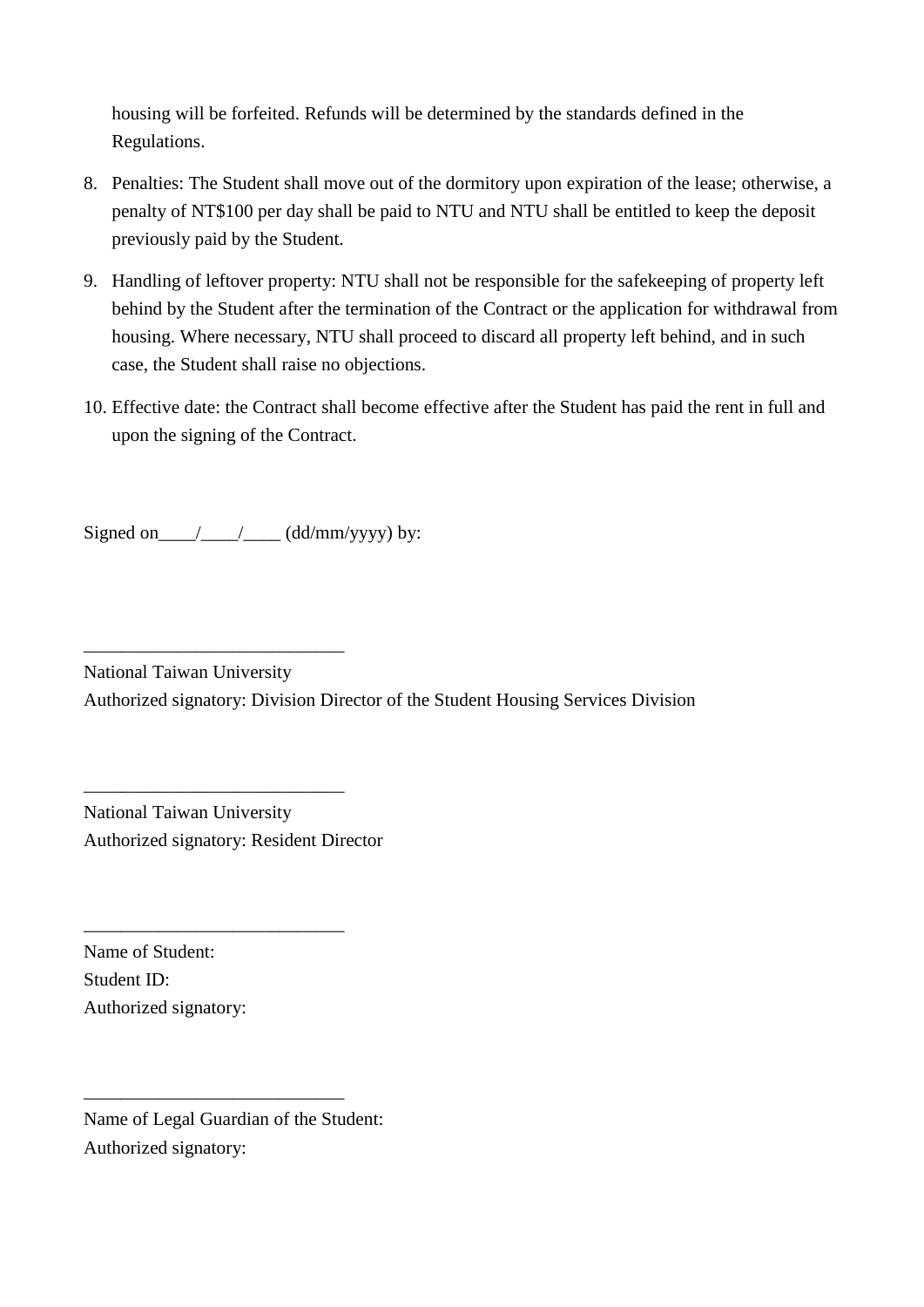housing will be forfeited. Refunds will be determined by the standards defined in the Regulations.

8. Penalties: The Student shall move out of the dormitory upon expiration of the lease; otherwise, a penalty of NT$100 per day shall be paid to NTU and NTU shall be entitled to keep the deposit previously paid by the Student.
9. Handling of leftover property: NTU shall not be responsible for the safekeeping of property left behind by the Student after the termination of the Contract or the application for withdrawal from housing. Where necessary, NTU shall proceed to discard all property left behind, and in such case, the Student shall raise no objections.
10. Effective date: the Contract shall become effective after the Student has paid the rent in full and upon the signing of the Contract.

Signed on____/____/____ (dd/mm/yyyy) by:

____________________________

National Taiwan University
Authorized signatory: Division Director of the Student Housing Services Division

____________________________

National Taiwan University
Authorized signatory: Resident Director

____________________________

Name of Student:
Student ID:
Authorized signatory:

____________________________

Name of Legal Guardian of the Student:
Authorized signatory: